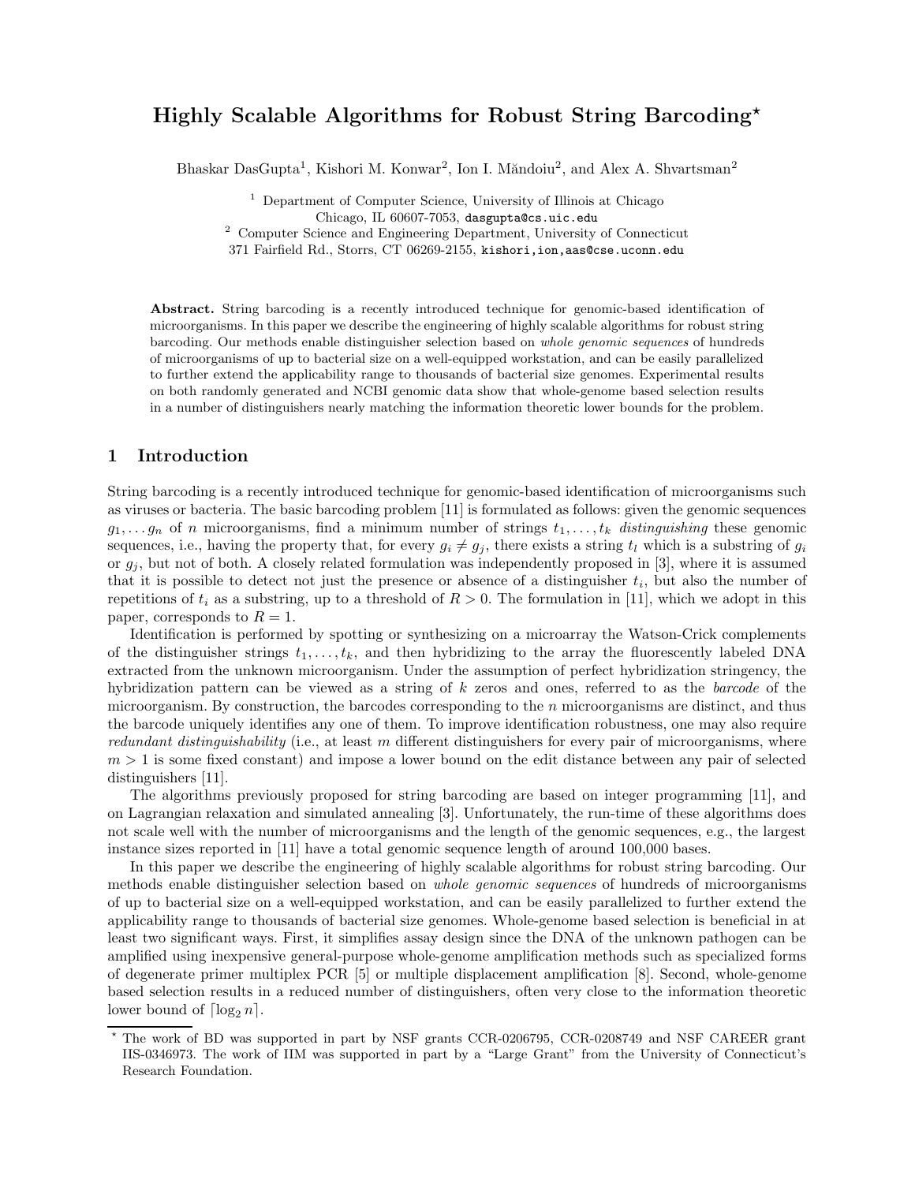# Highly Scalable Algorithms for Robust String Barcoding*

Bhaskar DasGupta[1], Kishori M. Konwar[2], Ion I. Măndoiu[2], and Alex A. Shvartsman[2]

[1] Department of Computer Science, University of Illinois at Chicago
Chicago, IL 60607-7053, dasgupta@cs.uic.edu

[2] Computer Science and Engineering Department, University of Connecticut
371 Fairfield Rd., Storrs, CT 06269-2155, kishori,ion,aas@cse.uconn.edu

**Abstract.** String barcoding is a recently introduced technique for genomic-based identification of microorganisms. In this paper we describe the engineering of highly scalable algorithms for robust string barcoding. Our methods enable distinguisher selection based on *whole genomic sequences* of hundreds of microorganisms of up to bacterial size on a well-equipped workstation, and can be easily parallelized to further extend the applicability range to thousands of bacterial size genomes. Experimental results on both randomly generated and NCBI genomic data show that whole-genome based selection results in a number of distinguishers nearly matching the information theoretic lower bounds for the problem.

## 1 Introduction

String barcoding is a recently introduced technique for genomic-based identification of microorganisms such as viruses or bacteria. The basic barcoding problem [11] is formulated as follows: given the genomic sequences $g_1, \ldots g_n$ of $n$ microorganisms, find a minimum number of strings $t_1, \ldots, t_k$ *distinguishing* these genomic sequences, i.e., having the property that, for every $g_i \neq g_j$, there exists a string $t_l$ which is a substring of $g_i$ or $g_j$, but not of both. A closely related formulation was independently proposed in [3], where it is assumed that it is possible to detect not just the presence or absence of a distinguisher $t_i$, but also the number of repetitions of $t_i$ as a substring, up to a threshold of $R > 0$. The formulation in [11], which we adopt in this paper, corresponds to $R = 1$.

Identification is performed by spotting or synthesizing on a microarray the Watson-Crick complements of the distinguisher strings $t_1, \ldots, t_k$, and then hybridizing to the array the fluorescently labeled DNA extracted from the unknown microorganism. Under the assumption of perfect hybridization stringency, the hybridization pattern can be viewed as a string of $k$ zeros and ones, referred to as the *barcode* of the microorganism. By construction, the barcodes corresponding to the $n$ microorganisms are distinct, and thus the barcode uniquely identifies any one of them. To improve identification robustness, one may also require *redundant distinguishability* (i.e., at least $m$ different distinguishers for every pair of microorganisms, where $m > 1$ is some fixed constant) and impose a lower bound on the edit distance between any pair of selected distinguishers [11].

The algorithms previously proposed for string barcoding are based on integer programming [11], and on Lagrangian relaxation and simulated annealing [3]. Unfortunately, the run-time of these algorithms does not scale well with the number of microorganisms and the length of the genomic sequences, e.g., the largest instance sizes reported in [11] have a total genomic sequence length of around 100,000 bases.

In this paper we describe the engineering of highly scalable algorithms for robust string barcoding. Our methods enable distinguisher selection based on *whole genomic sequences* of hundreds of microorganisms of up to bacterial size on a well-equipped workstation, and can be easily parallelized to further extend the applicability range to thousands of bacterial size genomes. Whole-genome based selection is beneficial in at least two significant ways. First, it simplifies assay design since the DNA of the unknown pathogen can be amplified using inexpensive general-purpose whole-genome amplification methods such as specialized forms of degenerate primer multiplex PCR [5] or multiple displacement amplification [8]. Second, whole-genome based selection results in a reduced number of distinguishers, often very close to the information theoretic lower bound of $\lceil \log_2 n \rceil$.

* The work of BD was supported in part by NSF grants CCR-0206795, CCR-0208749 and NSF CAREER grant IIS-0346973. The work of IIM was supported in part by a "Large Grant" from the University of Connecticut's Research Foundation.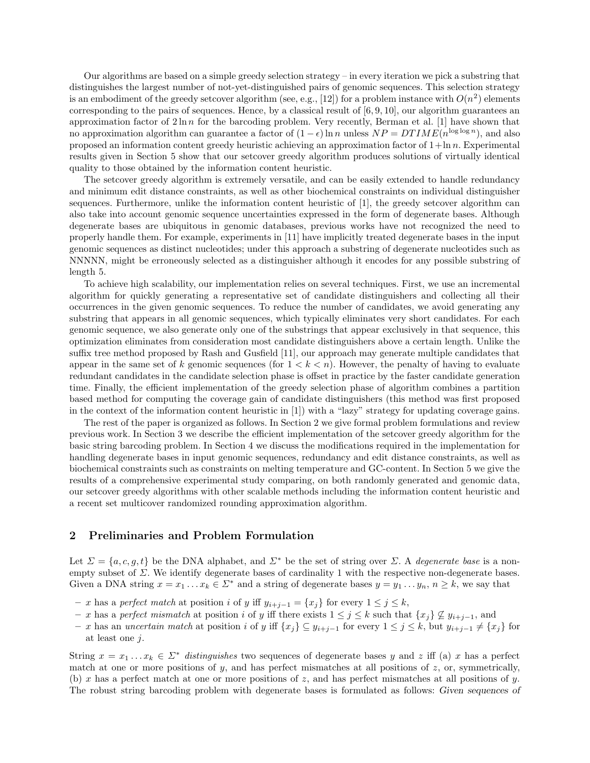Our algorithms are based on a simple greedy selection strategy – in every iteration we pick a substring that distinguishes the largest number of not-yet-distinguished pairs of genomic sequences. This selection strategy is an embodiment of the greedy setcover algorithm (see, e.g., [12]) for a problem instance with $O(n^2)$ elements corresponding to the pairs of sequences. Hence, by a classical result of [6, 9, 10], our algorithm guarantees an approximation factor of $2 \ln n$ for the barcoding problem. Very recently, Berman et al. [1] have shown that no approximation algorithm can guarantee a factor of $(1 - \epsilon) \ln n$ unless $NP = DTIME(n^{\log \log n})$, and also proposed an information content greedy heuristic achieving an approximation factor of $1 + \ln n$. Experimental results given in Section 5 show that our setcover greedy algorithm produces solutions of virtually identical quality to those obtained by the information content heuristic.

The setcover greedy algorithm is extremely versatile, and can be easily extended to handle redundancy and minimum edit distance constraints, as well as other biochemical constraints on individual distinguisher sequences. Furthermore, unlike the information content heuristic of [1], the greedy setcover algorithm can also take into account genomic sequence uncertainties expressed in the form of degenerate bases. Although degenerate bases are ubiquitous in genomic databases, previous works have not recognized the need to properly handle them. For example, experiments in [11] have implicitly treated degenerate bases in the input genomic sequences as distinct nucleotides; under this approach a substring of degenerate nucleotides such as NNNNN, might be erroneously selected as a distinguisher although it encodes for any possible substring of length 5.

To achieve high scalability, our implementation relies on several techniques. First, we use an incremental algorithm for quickly generating a representative set of candidate distinguishers and collecting all their occurrences in the given genomic sequences. To reduce the number of candidates, we avoid generating any substring that appears in all genomic sequences, which typically eliminates very short candidates. For each genomic sequence, we also generate only one of the substrings that appear exclusively in that sequence, this optimization eliminates from consideration most candidate distinguishers above a certain length. Unlike the suffix tree method proposed by Rash and Gusfield [11], our approach may generate multiple candidates that appear in the same set of $k$ genomic sequences (for $1 < k < n$). However, the penalty of having to evaluate redundant candidates in the candidate selection phase is offset in practice by the faster candidate generation time. Finally, the efficient implementation of the greedy selection phase of algorithm combines a partition based method for computing the coverage gain of candidate distinguishers (this method was first proposed in the context of the information content heuristic in [1]) with a "lazy" strategy for updating coverage gains.

The rest of the paper is organized as follows. In Section 2 we give formal problem formulations and review previous work. In Section 3 we describe the efficient implementation of the setcover greedy algorithm for the basic string barcoding problem. In Section 4 we discuss the modifications required in the implementation for handling degenerate bases in input genomic sequences, redundancy and edit distance constraints, as well as biochemical constraints such as constraints on melting temperature and GC-content. In Section 5 we give the results of a comprehensive experimental study comparing, on both randomly generated and genomic data, our setcover greedy algorithms with other scalable methods including the information content heuristic and a recent set multicover randomized rounding approximation algorithm.

## 2 Preliminaries and Problem Formulation

Let $\Sigma = \{a, c, g, t\}$ be the DNA alphabet, and $\Sigma^*$ be the set of string over $\Sigma$. A *degenerate base* is a non-empty subset of $\Sigma$. We identify degenerate bases of cardinality 1 with the respective non-degenerate bases. Given a DNA string $x = x_1 \dots x_k \in \Sigma^*$ and a string of degenerate bases $y = y_1 \dots y_n$, $n \geq k$, we say that

- $x$ has a *perfect match* at position $i$ of $y$ iff $y_{i+j-1} = \{x_j\}$ for every $1 \leq j \leq k$,
- $x$ has a *perfect mismatch* at position $i$ of $y$ iff there exists $1 \leq j \leq k$ such that $\{x_j\} \nsubseteq y_{i+j-1}$, and
- $x$ has an *uncertain match* at position $i$ of $y$ iff $\{x_j\} \subseteq y_{i+j-1}$ for every $1 \leq j \leq k$, but $y_{i+j-1} \neq \{x_j\}$ for at least one $j$.

String $x = x_1 \dots x_k \in \Sigma^*$ *distinguishes* two sequences of degenerate bases $y$ and $z$ iff (a) $x$ has a perfect match at one or more positions of $y$, and has perfect mismatches at all positions of $z$, or, symmetrically, (b) $x$ has a perfect match at one or more positions of $z$, and has perfect mismatches at all positions of $y$. The robust string barcoding problem with degenerate bases is formulated as follows: *Given sequences of*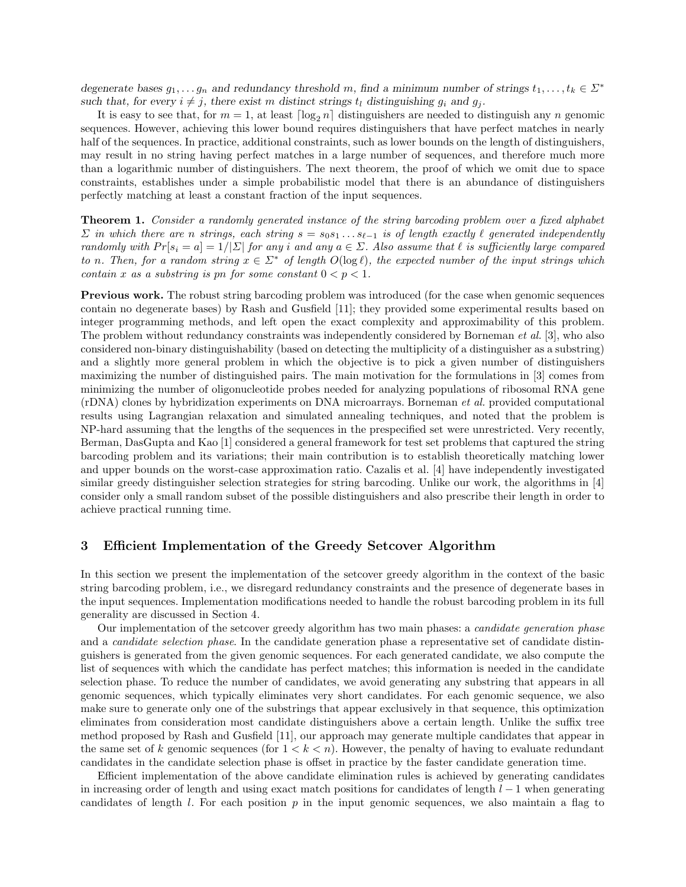*degenerate bases $g_1, \ldots g_n$ and redundancy threshold $m$, find a minimum number of strings $t_1, \ldots, t_k \in \Sigma^*$ such that, for every $i \neq j$, there exist $m$ distinct strings $t_l$ distinguishing $g_i$ and $g_j$.*

It is easy to see that, for $m = 1$, at least $\lceil \log_2 n \rceil$ distinguishers are needed to distinguish any $n$ genomic sequences. However, achieving this lower bound requires distinguishers that have perfect matches in nearly half of the sequences. In practice, additional constraints, such as lower bounds on the length of distinguishers, may result in no string having perfect matches in a large number of sequences, and therefore much more than a logarithmic number of distinguishers. The next theorem, the proof of which we omit due to space constraints, establishes under a simple probabilistic model that there is an abundance of distinguishers perfectly matching at least a constant fraction of the input sequences.

**Theorem 1.** *Consider a randomly generated instance of the string barcoding problem over a fixed alphabet $\Sigma$ in which there are $n$ strings, each string $s = s_0 s_1 \ldots s_{\ell-1}$ is of length exactly $\ell$ generated independently randomly with $Pr[s_i = a] = 1/|\Sigma|$ for any $i$ and any $a \in \Sigma$. Also assume that $\ell$ is sufficiently large compared to $n$. Then, for a random string $x \in \Sigma^*$ of length $O(\log \ell)$, the expected number of the input strings which contain $x$ as a substring is $pn$ for some constant $0 < p < 1$.*

**Previous work.** The robust string barcoding problem was introduced (for the case when genomic sequences contain no degenerate bases) by Rash and Gusfield [11]; they provided some experimental results based on integer programming methods, and left open the exact complexity and approximability of this problem. The problem without redundancy constraints was independently considered by Borneman *et al.* [3], who also considered non-binary distinguishability (based on detecting the multiplicity of a distinguisher as a substring) and a slightly more general problem in which the objective is to pick a given number of distinguishers maximizing the number of distinguished pairs. The main motivation for the formulations in [3] comes from minimizing the number of oligonucleotide probes needed for analyzing populations of ribosomal RNA gene (rDNA) clones by hybridization experiments on DNA microarrays. Borneman *et al.* provided computational results using Lagrangian relaxation and simulated annealing techniques, and noted that the problem is NP-hard assuming that the lengths of the sequences in the prespecified set were unrestricted. Very recently, Berman, DasGupta and Kao [1] considered a general framework for test set problems that captured the string barcoding problem and its variations; their main contribution is to establish theoretically matching lower and upper bounds on the worst-case approximation ratio. Cazalis et al. [4] have independently investigated similar greedy distinguisher selection strategies for string barcoding. Unlike our work, the algorithms in [4] consider only a small random subset of the possible distinguishers and also prescribe their length in order to achieve practical running time.

## 3 Efficient Implementation of the Greedy Setcover Algorithm

In this section we present the implementation of the setcover greedy algorithm in the context of the basic string barcoding problem, i.e., we disregard redundancy constraints and the presence of degenerate bases in the input sequences. Implementation modifications needed to handle the robust barcoding problem in its full generality are discussed in Section 4.

Our implementation of the setcover greedy algorithm has two main phases: a *candidate generation phase* and a *candidate selection phase*. In the candidate generation phase a representative set of candidate distinguishers is generated from the given genomic sequences. For each generated candidate, we also compute the list of sequences with which the candidate has perfect matches; this information is needed in the candidate selection phase. To reduce the number of candidates, we avoid generating any substring that appears in all genomic sequences, which typically eliminates very short candidates. For each genomic sequence, we also make sure to generate only one of the substrings that appear exclusively in that sequence, this optimization eliminates from consideration most candidate distinguishers above a certain length. Unlike the suffix tree method proposed by Rash and Gusfield [11], our approach may generate multiple candidates that appear in the same set of $k$ genomic sequences (for $1 < k < n$). However, the penalty of having to evaluate redundant candidates in the candidate selection phase is offset in practice by the faster candidate generation time.

Efficient implementation of the above candidate elimination rules is achieved by generating candidates in increasing order of length and using exact match positions for candidates of length $l - 1$ when generating candidates of length $l$. For each position $p$ in the input genomic sequences, we also maintain a flag to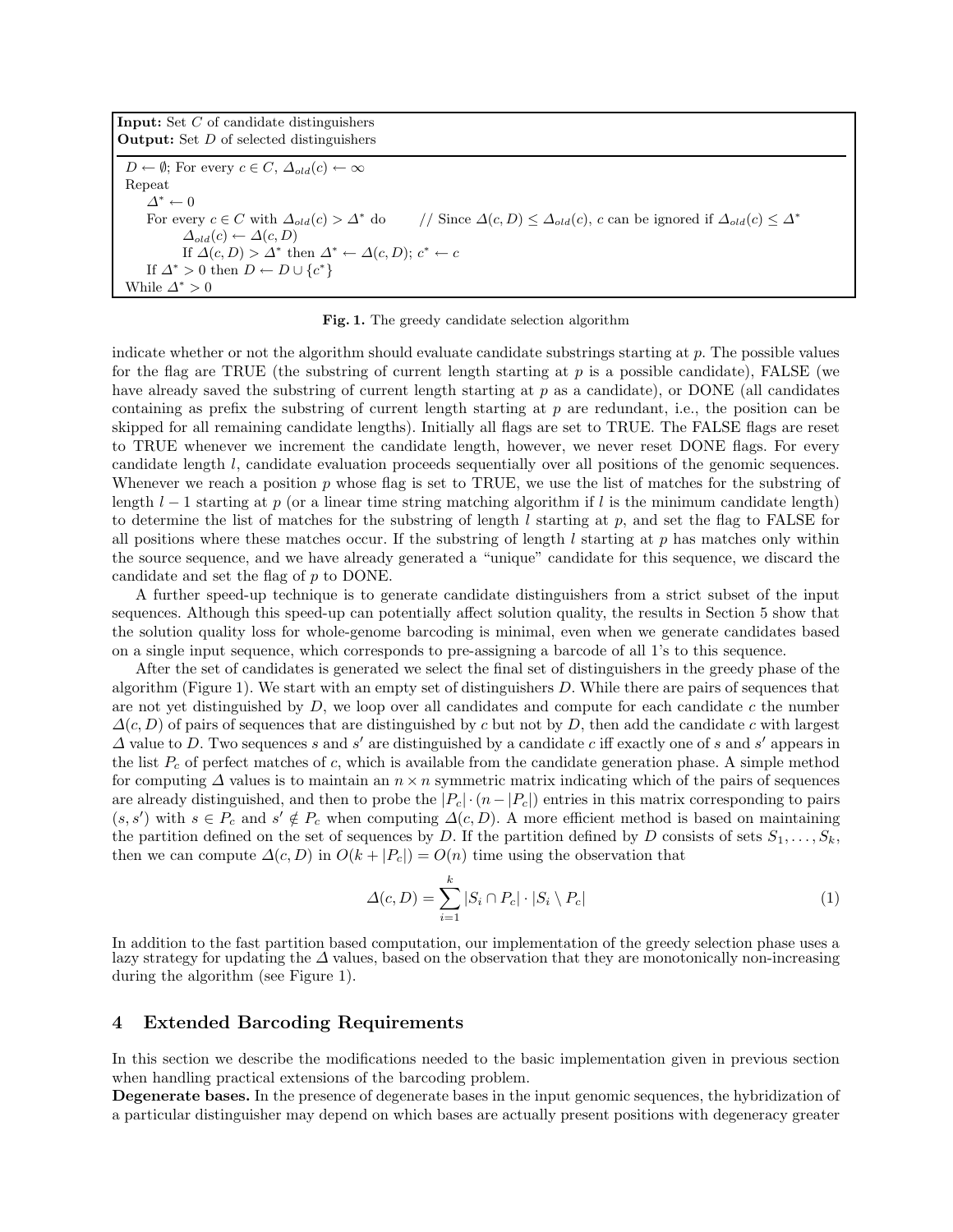**Input:** Set $C$ of candidate distinguishers
**Output:** Set $D$ of selected distinguishers

```
D ← ∅; For every c ∈ C, Δ_old(c) ← ∞
Repeat
    Δ* ← 0
    For every c ∈ C with Δ_old(c) > Δ* do      // Since Δ(c, D) ≤ Δ_old(c), c can be ignored if Δ_old(c) ≤ Δ*
        Δ_old(c) ← Δ(c, D)
        If Δ(c, D) > Δ* then Δ* ← Δ(c, D); c* ← c
    If Δ* > 0 then D ← D ∪ {c*}
While Δ* > 0
```

**Fig. 1.** The greedy candidate selection algorithm

indicate whether or not the algorithm should evaluate candidate substrings starting at $p$. The possible values for the flag are TRUE (the substring of current length starting at $p$ is a possible candidate), FALSE (we have already saved the substring of current length starting at $p$ as a candidate), or DONE (all candidates containing as prefix the substring of current length starting at $p$ are redundant, i.e., the position can be skipped for all remaining candidate lengths). Initially all flags are set to TRUE. The FALSE flags are reset to TRUE whenever we increment the candidate length, however, we never reset DONE flags. For every candidate length $l$, candidate evaluation proceeds sequentially over all positions of the genomic sequences. Whenever we reach a position $p$ whose flag is set to TRUE, we use the list of matches for the substring of length $l-1$ starting at $p$ (or a linear time string matching algorithm if $l$ is the minimum candidate length) to determine the list of matches for the substring of length $l$ starting at $p$, and set the flag to FALSE for all positions where these matches occur. If the substring of length $l$ starting at $p$ has matches only within the source sequence, and we have already generated a "unique" candidate for this sequence, we discard the candidate and set the flag of $p$ to DONE.

A further speed-up technique is to generate candidate distinguishers from a strict subset of the input sequences. Although this speed-up can potentially affect solution quality, the results in Section 5 show that the solution quality loss for whole-genome barcoding is minimal, even when we generate candidates based on a single input sequence, which corresponds to pre-assigning a barcode of all 1's to this sequence.

After the set of candidates is generated we select the final set of distinguishers in the greedy phase of the algorithm (Figure 1). We start with an empty set of distinguishers $D$. While there are pairs of sequences that are not yet distinguished by $D$, we loop over all candidates and compute for each candidate $c$ the number $\Delta(c, D)$ of pairs of sequences that are distinguished by $c$ but not by $D$, then add the candidate $c$ with largest $\Delta$ value to $D$. Two sequences $s$ and $s'$ are distinguished by a candidate $c$ iff exactly one of $s$ and $s'$ appears in the list $P_c$ of perfect matches of $c$, which is available from the candidate generation phase. A simple method for computing $\Delta$ values is to maintain an $n \times n$ symmetric matrix indicating which of the pairs of sequences are already distinguished, and then to probe the $|P_c| \cdot (n - |P_c|)$ entries in this matrix corresponding to pairs $(s, s')$ with $s \in P_c$ and $s' \notin P_c$ when computing $\Delta(c, D)$. A more efficient method is based on maintaining the partition defined on the set of sequences by $D$. If the partition defined by $D$ consists of sets $S_1, \ldots, S_k$, then we can compute $\Delta(c, D)$ in $O(k + |P_c|) = O(n)$ time using the observation that

$$\Delta(c, D) = \sum_{i=1}^{k} |S_i \cap P_c| \cdot |S_i \setminus P_c| \tag{1}$$

In addition to the fast partition based computation, our implementation of the greedy selection phase uses a lazy strategy for updating the $\Delta$ values, based on the observation that they are monotonically non-increasing during the algorithm (see Figure 1).

## 4 Extended Barcoding Requirements

In this section we describe the modifications needed to the basic implementation given in previous section when handling practical extensions of the barcoding problem.

**Degenerate bases.** In the presence of degenerate bases in the input genomic sequences, the hybridization of a particular distinguisher may depend on which bases are actually present positions with degeneracy greater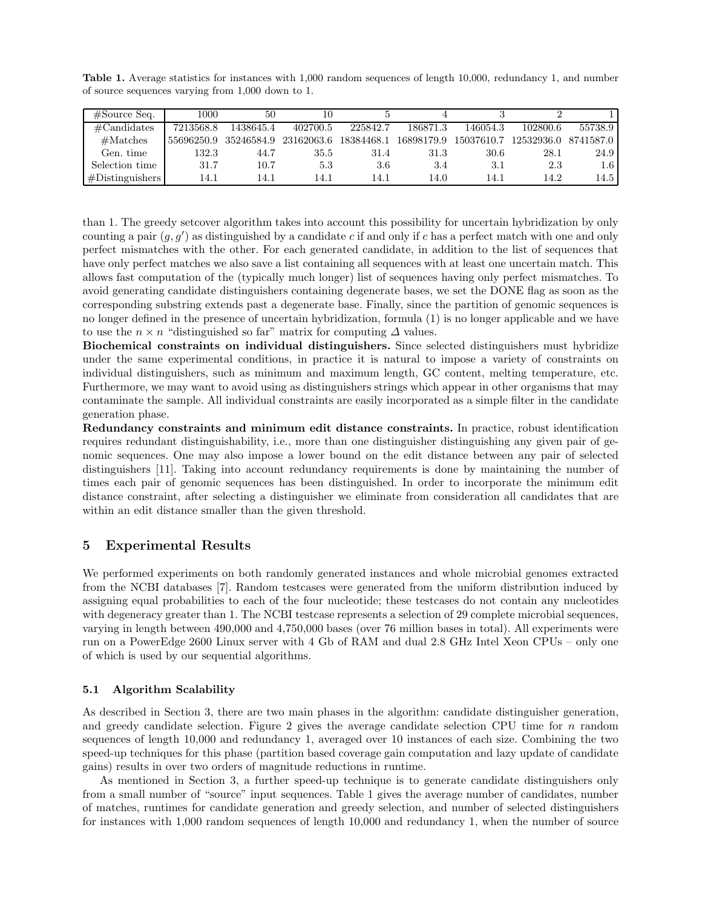**Table 1.** Average statistics for instances with 1,000 random sequences of length 10,000, redundancy 1, and number of source sequences varying from 1,000 down to 1.

| #Source Seq. | 1000 | 50 | 10 | 5 | 4 | 3 | 2 | 1 |
|---|---|---|---|---|---|---|---|---|
| #Candidates | 7213568.8 | 1438645.4 | 402700.5 | 225842.7 | 186871.3 | 146054.3 | 102800.6 | 55738.9 |
| #Matches | 55696250.9 | 35246584.9 | 23162063.6 | 18384468.1 | 16898179.9 | 15037610.7 | 12532936.0 | 8741587.0 |
| Gen. time | 132.3 | 44.7 | 35.5 | 31.4 | 31.3 | 30.6 | 28.1 | 24.9 |
| Selection time | 31.7 | 10.7 | 5.3 | 3.6 | 3.4 | 3.1 | 2.3 | 1.6 |
| #Distinguishers | 14.1 | 14.1 | 14.1 | 14.1 | 14.0 | 14.1 | 14.2 | 14.5 |

than 1. The greedy setcover algorithm takes into account this possibility for uncertain hybridization by only counting a pair $(g, g')$ as distinguished by a candidate $c$ if and only if $c$ has a perfect match with one and only perfect mismatches with the other. For each generated candidate, in addition to the list of sequences that have only perfect matches we also save a list containing all sequences with at least one uncertain match. This allows fast computation of the (typically much longer) list of sequences having only perfect mismatches. To avoid generating candidate distinguishers containing degenerate bases, we set the DONE flag as soon as the corresponding substring extends past a degenerate base. Finally, since the partition of genomic sequences is no longer defined in the presence of uncertain hybridization, formula (1) is no longer applicable and we have to use the $n \times n$ "distinguished so far" matrix for computing $\Delta$ values.

**Biochemical constraints on individual distinguishers.** Since selected distinguishers must hybridize under the same experimental conditions, in practice it is natural to impose a variety of constraints on individual distinguishers, such as minimum and maximum length, GC content, melting temperature, etc. Furthermore, we may want to avoid using as distinguishers strings which appear in other organisms that may contaminate the sample. All individual constraints are easily incorporated as a simple filter in the candidate generation phase.

**Redundancy constraints and minimum edit distance constraints.** In practice, robust identification requires redundant distinguishability, i.e., more than one distinguisher distinguishing any given pair of genomic sequences. One may also impose a lower bound on the edit distance between any pair of selected distinguishers [11]. Taking into account redundancy requirements is done by maintaining the number of times each pair of genomic sequences has been distinguished. In order to incorporate the minimum edit distance constraint, after selecting a distinguisher we eliminate from consideration all candidates that are within an edit distance smaller than the given threshold.

## 5 Experimental Results

We performed experiments on both randomly generated instances and whole microbial genomes extracted from the NCBI databases [7]. Random testcases were generated from the uniform distribution induced by assigning equal probabilities to each of the four nucleotide; these testcases do not contain any nucleotides with degeneracy greater than 1. The NCBI testcase represents a selection of 29 complete microbial sequences, varying in length between 490,000 and 4,750,000 bases (over 76 million bases in total). All experiments were run on a PowerEdge 2600 Linux server with 4 Gb of RAM and dual 2.8 GHz Intel Xeon CPUs – only one of which is used by our sequential algorithms.

### 5.1 Algorithm Scalability

As described in Section 3, there are two main phases in the algorithm: candidate distinguisher generation, and greedy candidate selection. Figure 2 gives the average candidate selection CPU time for $n$ random sequences of length 10,000 and redundancy 1, averaged over 10 instances of each size. Combining the two speed-up techniques for this phase (partition based coverage gain computation and lazy update of candidate gains) results in over two orders of magnitude reductions in runtime.

As mentioned in Section 3, a further speed-up technique is to generate candidate distinguishers only from a small number of "source" input sequences. Table 1 gives the average number of candidates, number of matches, runtimes for candidate generation and greedy selection, and number of selected distinguishers for instances with 1,000 random sequences of length 10,000 and redundancy 1, when the number of source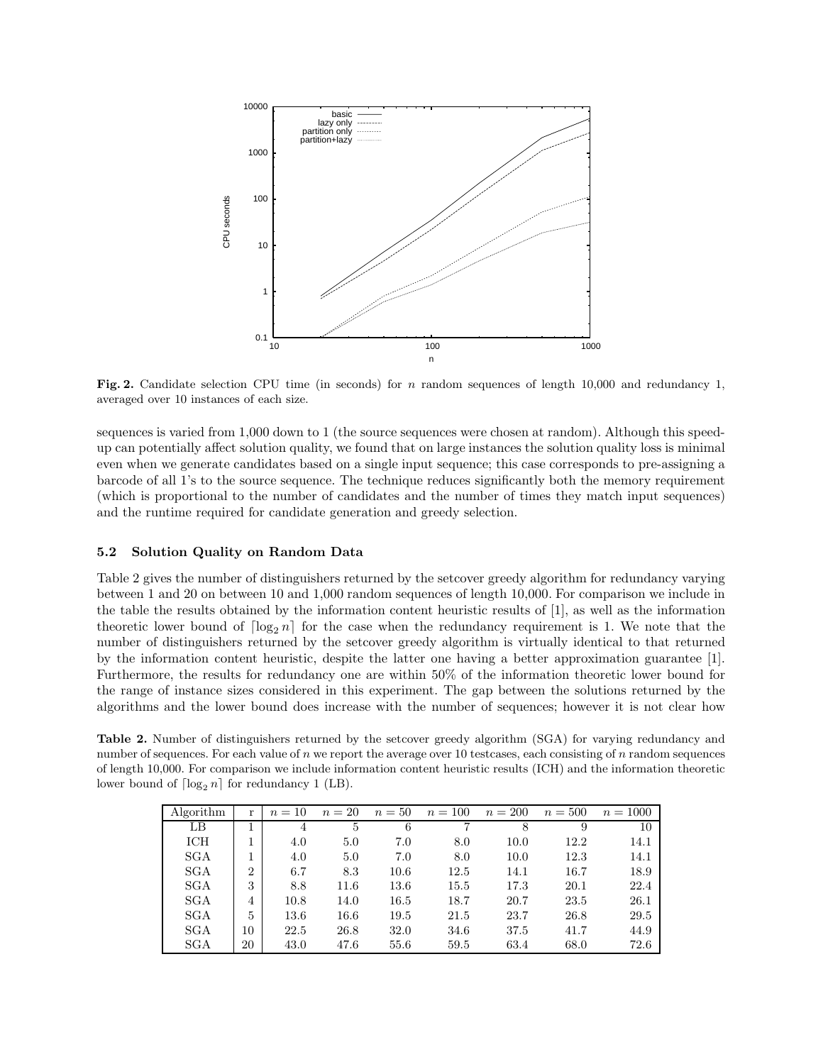**Fig. 2.** Candidate selection CPU time (in seconds) for $n$ random sequences of length 10,000 and redundancy 1, averaged over 10 instances of each size.

sequences is varied from 1,000 down to 1 (the source sequences were chosen at random). Although this speed-up can potentially affect solution quality, we found that on large instances the solution quality loss is minimal even when we generate candidates based on a single input sequence; this case corresponds to pre-assigning a barcode of all 1's to the source sequence. The technique reduces significantly both the memory requirement (which is proportional to the number of candidates and the number of times they match input sequences) and the runtime required for candidate generation and greedy selection.

### 5.2 Solution Quality on Random Data

Table 2 gives the number of distinguishers returned by the setcover greedy algorithm for redundancy varying between 1 and 20 on between 10 and 1,000 random sequences of length 10,000. For comparison we include in the table the results obtained by the information content heuristic results of [1], as well as the information theoretic lower bound of $\lceil \log_2 n \rceil$ for the case when the redundancy requirement is 1. We note that the number of distinguishers returned by the setcover greedy algorithm is virtually identical to that returned by the information content heuristic, despite the latter one having a better approximation guarantee [1]. Furthermore, the results for redundancy one are within 50% of the information theoretic lower bound for the range of instance sizes considered in this experiment. The gap between the solutions returned by the algorithms and the lower bound does increase with the number of sequences; however it is not clear how

**Table 2.** Number of distinguishers returned by the setcover greedy algorithm (SGA) for varying redundancy and number of sequences. For each value of $n$ we report the average over 10 testcases, each consisting of $n$ random sequences of length 10,000. For comparison we include information content heuristic results (ICH) and the information theoretic lower bound of $\lceil \log_2 n \rceil$ for redundancy 1 (LB).

| Algorithm | r | $n = 10$ | $n = 20$ | $n = 50$ | $n = 100$ | $n = 200$ | $n = 500$ | $n = 1000$ |
|---|---|---|---|---|---|---|---|---|
| LB | 1 | 4 | 5 | 6 | 7 | 8 | 9 | 10 |
| ICH | 1 | 4.0 | 5.0 | 7.0 | 8.0 | 10.0 | 12.2 | 14.1 |
| SGA | 1 | 4.0 | 5.0 | 7.0 | 8.0 | 10.0 | 12.3 | 14.1 |
| SGA | 2 | 6.7 | 8.3 | 10.6 | 12.5 | 14.1 | 16.7 | 18.9 |
| SGA | 3 | 8.8 | 11.6 | 13.6 | 15.5 | 17.3 | 20.1 | 22.4 |
| SGA | 4 | 10.8 | 14.0 | 16.5 | 18.7 | 20.7 | 23.5 | 26.1 |
| SGA | 5 | 13.6 | 16.6 | 19.5 | 21.5 | 23.7 | 26.8 | 29.5 |
| SGA | 10 | 22.5 | 26.8 | 32.0 | 34.6 | 37.5 | 41.7 | 44.9 |
| SGA | 20 | 43.0 | 47.6 | 55.6 | 59.5 | 63.4 | 68.0 | 72.6 |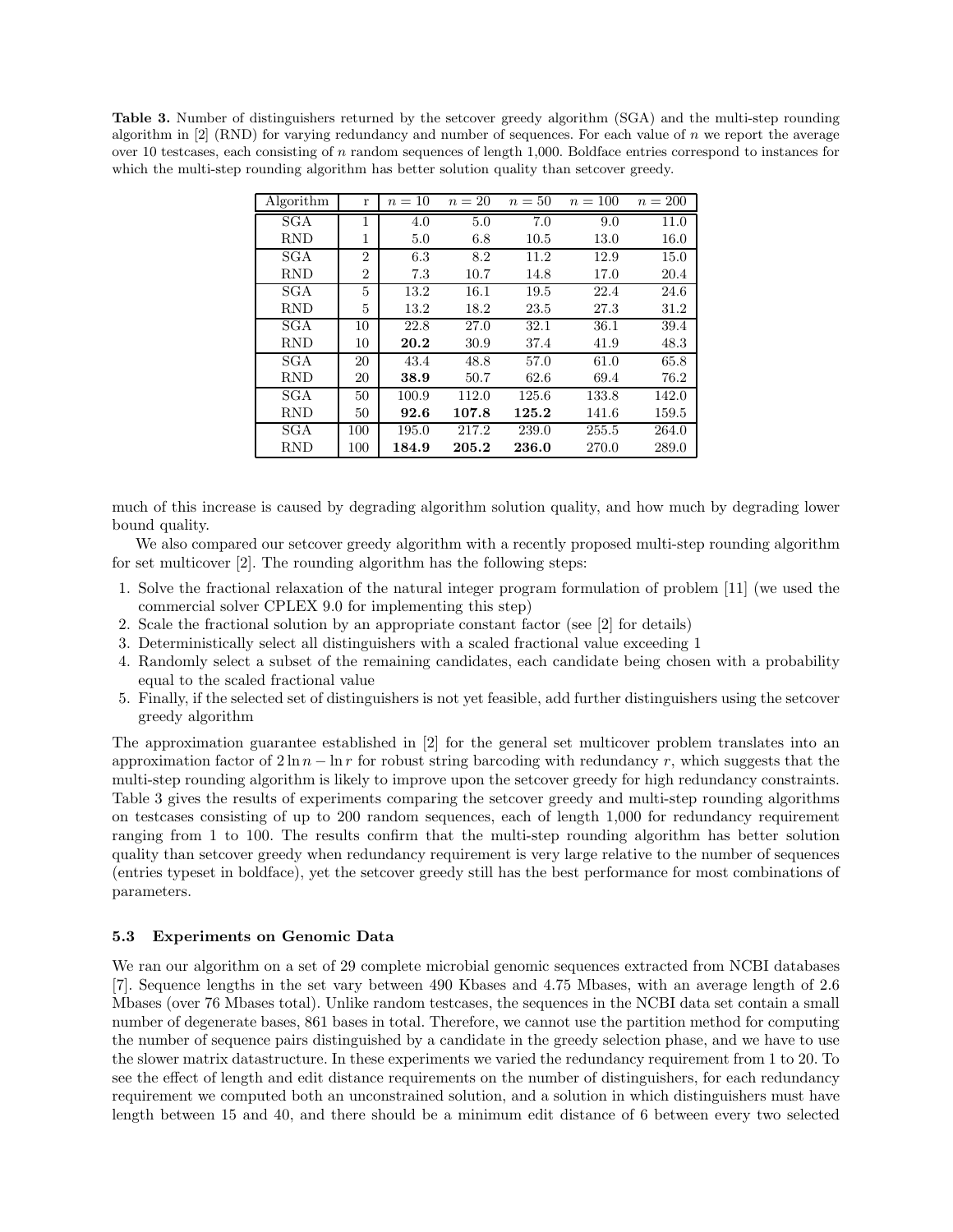**Table 3.** Number of distinguishers returned by the setcover greedy algorithm (SGA) and the multi-step rounding algorithm in [2] (RND) for varying redundancy and number of sequences. For each value of $n$ we report the average over 10 testcases, each consisting of $n$ random sequences of length 1,000. Boldface entries correspond to instances for which the multi-step rounding algorithm has better solution quality than setcover greedy.

| Algorithm | r | $n = 10$ | $n = 20$ | $n = 50$ | $n = 100$ | $n = 200$ |
|---|---|---|---|---|---|---|
| SGA | 1 | 4.0 | 5.0 | 7.0 | 9.0 | 11.0 |
| RND | 1 | 5.0 | 6.8 | 10.5 | 13.0 | 16.0 |
| SGA | 2 | 6.3 | 8.2 | 11.2 | 12.9 | 15.0 |
| RND | 2 | 7.3 | 10.7 | 14.8 | 17.0 | 20.4 |
| SGA | 5 | 13.2 | 16.1 | 19.5 | 22.4 | 24.6 |
| RND | 5 | 13.2 | 18.2 | 23.5 | 27.3 | 31.2 |
| SGA | 10 | 22.8 | 27.0 | 32.1 | 36.1 | 39.4 |
| RND | 10 | **20.2** | 30.9 | 37.4 | 41.9 | 48.3 |
| SGA | 20 | 43.4 | 48.8 | 57.0 | 61.0 | 65.8 |
| RND | 20 | **38.9** | 50.7 | 62.6 | 69.4 | 76.2 |
| SGA | 50 | 100.9 | 112.0 | 125.6 | 133.8 | 142.0 |
| RND | 50 | **92.6** | **107.8** | **125.2** | 141.6 | 159.5 |
| SGA | 100 | 195.0 | 217.2 | 239.0 | 255.5 | 264.0 |
| RND | 100 | **184.9** | **205.2** | **236.0** | 270.0 | 289.0 |

much of this increase is caused by degrading algorithm solution quality, and how much by degrading lower bound quality.

We also compared our setcover greedy algorithm with a recently proposed multi-step rounding algorithm for set multicover [2]. The rounding algorithm has the following steps:

1. Solve the fractional relaxation of the natural integer program formulation of problem [11] (we used the commercial solver CPLEX 9.0 for implementing this step)
2. Scale the fractional solution by an appropriate constant factor (see [2] for details)
3. Deterministically select all distinguishers with a scaled fractional value exceeding 1
4. Randomly select a subset of the remaining candidates, each candidate being chosen with a probability equal to the scaled fractional value
5. Finally, if the selected set of distinguishers is not yet feasible, add further distinguishers using the setcover greedy algorithm

The approximation guarantee established in [2] for the general set multicover problem translates into an approximation factor of $2 \ln n - \ln r$ for robust string barcoding with redundancy $r$, which suggests that the multi-step rounding algorithm is likely to improve upon the setcover greedy for high redundancy constraints. Table 3 gives the results of experiments comparing the setcover greedy and multi-step rounding algorithms on testcases consisting of up to 200 random sequences, each of length 1,000 for redundancy requirement ranging from 1 to 100. The results confirm that the multi-step rounding algorithm has better solution quality than setcover greedy when redundancy requirement is very large relative to the number of sequences (entries typeset in boldface), yet the setcover greedy still has the best performance for most combinations of parameters.

### 5.3 Experiments on Genomic Data

We ran our algorithm on a set of 29 complete microbial genomic sequences extracted from NCBI databases [7]. Sequence lengths in the set vary between 490 Kbases and 4.75 Mbases, with an average length of 2.6 Mbases (over 76 Mbases total). Unlike random testcases, the sequences in the NCBI data set contain a small number of degenerate bases, 861 bases in total. Therefore, we cannot use the partition method for computing the number of sequence pairs distinguished by a candidate in the greedy selection phase, and we have to use the slower matrix datastructure. In these experiments we varied the redundancy requirement from 1 to 20. To see the effect of length and edit distance requirements on the number of distinguishers, for each redundancy requirement we computed both an unconstrained solution, and a solution in which distinguishers must have length between 15 and 40, and there should be a minimum edit distance of 6 between every two selected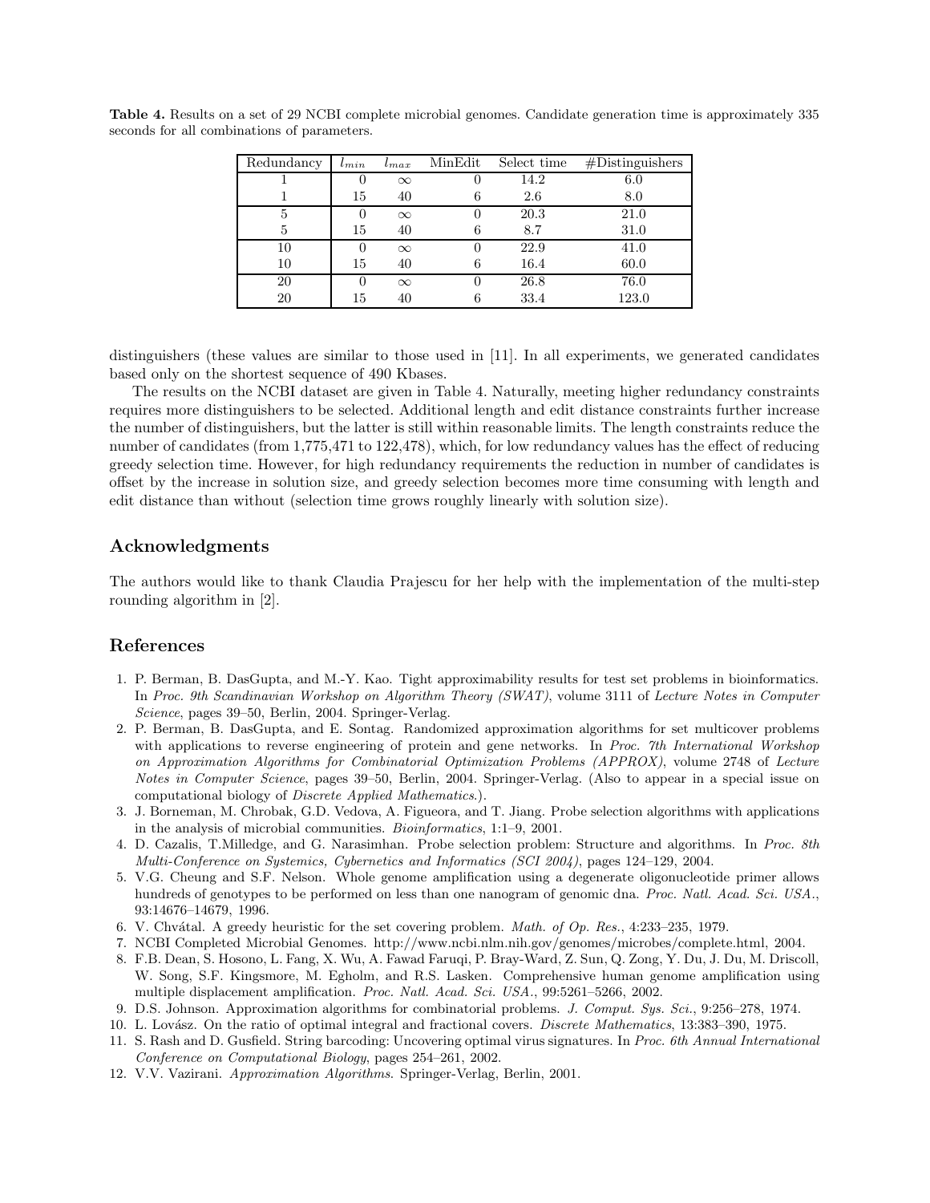**Table 4.** Results on a set of 29 NCBI complete microbial genomes. Candidate generation time is approximately 335 seconds for all combinations of parameters.

| Redundancy | $l_{min}$ | $l_{max}$ | MinEdit | Select time | #Distinguishers |
|---|---|---|---|---|---|
| 1 | 0 | $\infty$ | 0 | 14.2 | 6.0 |
| 1 | 15 | 40 | 6 | 2.6 | 8.0 |
| 5 | 0 | $\infty$ | 0 | 20.3 | 21.0 |
| 5 | 15 | 40 | 6 | 8.7 | 31.0 |
| 10 | 0 | $\infty$ | 0 | 22.9 | 41.0 |
| 10 | 15 | 40 | 6 | 16.4 | 60.0 |
| 20 | 0 | $\infty$ | 0 | 26.8 | 76.0 |
| 20 | 15 | 40 | 6 | 33.4 | 123.0 |

distinguishers (these values are similar to those used in [11]. In all experiments, we generated candidates based only on the shortest sequence of 490 Kbases.

The results on the NCBI dataset are given in Table 4. Naturally, meeting higher redundancy constraints requires more distinguishers to be selected. Additional length and edit distance constraints further increase the number of distinguishers, but the latter is still within reasonable limits. The length constraints reduce the number of candidates (from 1,775,471 to 122,478), which, for low redundancy values has the effect of reducing greedy selection time. However, for high redundancy requirements the reduction in number of candidates is offset by the increase in solution size, and greedy selection becomes more time consuming with length and edit distance than without (selection time grows roughly linearly with solution size).

## Acknowledgments

The authors would like to thank Claudia Prajescu for her help with the implementation of the multi-step rounding algorithm in [2].

## References

1. P. Berman, B. DasGupta, and M.-Y. Kao. Tight approximability results for test set problems in bioinformatics. In *Proc. 9th Scandinavian Workshop on Algorithm Theory (SWAT)*, volume 3111 of *Lecture Notes in Computer Science*, pages 39–50, Berlin, 2004. Springer-Verlag.
2. P. Berman, B. DasGupta, and E. Sontag. Randomized approximation algorithms for set multicover problems with applications to reverse engineering of protein and gene networks. In *Proc. 7th International Workshop on Approximation Algorithms for Combinatorial Optimization Problems (APPROX)*, volume 2748 of *Lecture Notes in Computer Science*, pages 39–50, Berlin, 2004. Springer-Verlag. (Also to appear in a special issue on computational biology of *Discrete Applied Mathematics*.).
3. J. Borneman, M. Chrobak, G.D. Vedova, A. Figueora, and T. Jiang. Probe selection algorithms with applications in the analysis of microbial communities. *Bioinformatics*, 1:1–9, 2001.
4. D. Cazalis, T.Milledge, and G. Narasimhan. Probe selection problem: Structure and algorithms. In *Proc. 8th Multi-Conference on Systemics, Cybernetics and Informatics (SCI 2004)*, pages 124–129, 2004.
5. V.G. Cheung and S.F. Nelson. Whole genome amplification using a degenerate oligonucleotide primer allows hundreds of genotypes to be performed on less than one nanogram of genomic dna. *Proc. Natl. Acad. Sci. USA.*, 93:14676–14679, 1996.
6. V. Chvátal. A greedy heuristic for the set covering problem. *Math. of Op. Res.*, 4:233–235, 1979.
7. NCBI Completed Microbial Genomes. http://www.ncbi.nlm.nih.gov/genomes/microbes/complete.html, 2004.
8. F.B. Dean, S. Hosono, L. Fang, X. Wu, A. Fawad Faruqi, P. Bray-Ward, Z. Sun, Q. Zong, Y. Du, J. Du, M. Driscoll, W. Song, S.F. Kingsmore, M. Egholm, and R.S. Lasken. Comprehensive human genome amplification using multiple displacement amplification. *Proc. Natl. Acad. Sci. USA.*, 99:5261–5266, 2002.
9. D.S. Johnson. Approximation algorithms for combinatorial problems. *J. Comput. Sys. Sci.*, 9:256–278, 1974.
10. L. Lovász. On the ratio of optimal integral and fractional covers. *Discrete Mathematics*, 13:383–390, 1975.
11. S. Rash and D. Gusfield. String barcoding: Uncovering optimal virus signatures. In *Proc. 6th Annual International Conference on Computational Biology*, pages 254–261, 2002.
12. V.V. Vazirani. *Approximation Algorithms*. Springer-Verlag, Berlin, 2001.